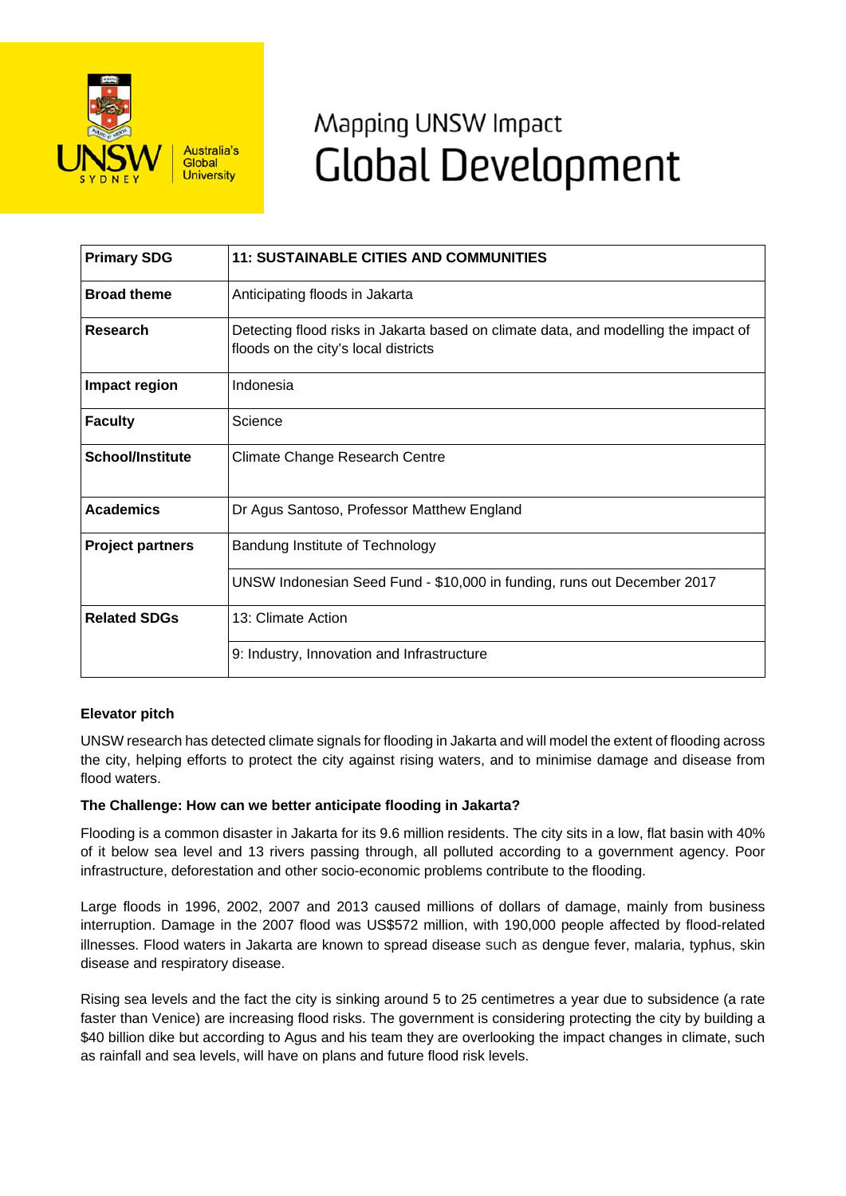# Mapping UNSW Impact
# Global Development

| Primary SDG | 11: SUSTAINABLE CITIES AND COMMUNITIES |
|---|---|
| Broad theme | Anticipating floods in Jakarta |
| Research | Detecting flood risks in Jakarta based on climate data, and modelling the impact of floods on the city's local districts |
| Impact region | Indonesia |
| Faculty | Science |
| School/Institute | Climate Change Research Centre |
| Academics | Dr Agus Santoso, Professor Matthew England |
| Project partners | Bandung Institute of Technology |
| | UNSW Indonesian Seed Fund - $10,000 in funding, runs out December 2017 |
| Related SDGs | 13: Climate Action |
| | 9: Industry, Innovation and Infrastructure |

**Elevator pitch**

UNSW research has detected climate signals for flooding in Jakarta and will model the extent of flooding across the city, helping efforts to protect the city against rising waters, and to minimise damage and disease from flood waters.

**The Challenge: How can we better anticipate flooding in Jakarta?**

Flooding is a common disaster in Jakarta for its 9.6 million residents. The city sits in a low, flat basin with 40% of it below sea level and 13 rivers passing through, all polluted according to a government agency. Poor infrastructure, deforestation and other socio-economic problems contribute to the flooding.

Large floods in 1996, 2002, 2007 and 2013 caused millions of dollars of damage, mainly from business interruption. Damage in the 2007 flood was US$572 million, with 190,000 people affected by flood-related illnesses. Flood waters in Jakarta are known to spread disease such as dengue fever, malaria, typhus, skin disease and respiratory disease.

Rising sea levels and the fact the city is sinking around 5 to 25 centimetres a year due to subsidence (a rate faster than Venice) are increasing flood risks. The government is considering protecting the city by building a $40 billion dike but according to Agus and his team they are overlooking the impact changes in climate, such as rainfall and sea levels, will have on plans and future flood risk levels.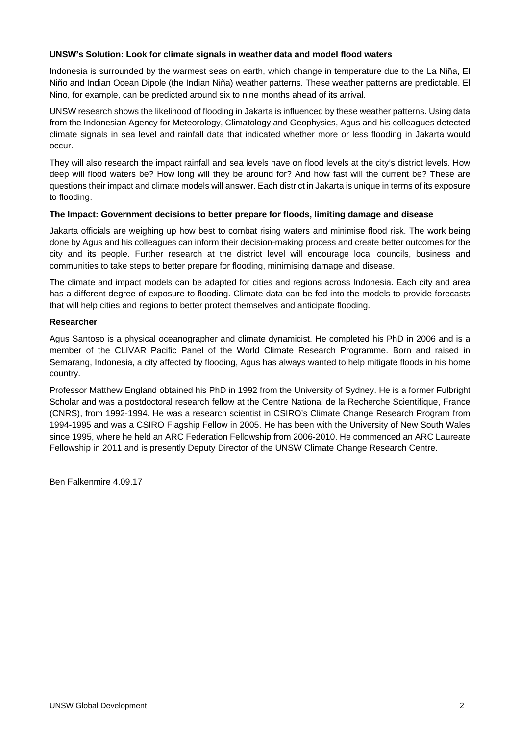**UNSW's Solution: Look for climate signals in weather data and model flood waters**

Indonesia is surrounded by the warmest seas on earth, which change in temperature due to the La Niña, El Niño and Indian Ocean Dipole (the Indian Niña) weather patterns. These weather patterns are predictable. El Nino, for example, can be predicted around six to nine months ahead of its arrival.

UNSW research shows the likelihood of flooding in Jakarta is influenced by these weather patterns. Using data from the Indonesian Agency for Meteorology, Climatology and Geophysics, Agus and his colleagues detected climate signals in sea level and rainfall data that indicated whether more or less flooding in Jakarta would occur.

They will also research the impact rainfall and sea levels have on flood levels at the city's district levels. How deep will flood waters be? How long will they be around for? And how fast will the current be? These are questions their impact and climate models will answer. Each district in Jakarta is unique in terms of its exposure to flooding.

**The Impact: Government decisions to better prepare for floods, limiting damage and disease**

Jakarta officials are weighing up how best to combat rising waters and minimise flood risk. The work being done by Agus and his colleagues can inform their decision-making process and create better outcomes for the city and its people. Further research at the district level will encourage local councils, business and communities to take steps to better prepare for flooding, minimising damage and disease.

The climate and impact models can be adapted for cities and regions across Indonesia. Each city and area has a different degree of exposure to flooding. Climate data can be fed into the models to provide forecasts that will help cities and regions to better protect themselves and anticipate flooding.

**Researcher**

Agus Santoso is a physical oceanographer and climate dynamicist. He completed his PhD in 2006 and is a member of the CLIVAR Pacific Panel of the World Climate Research Programme. Born and raised in Semarang, Indonesia, a city affected by flooding, Agus has always wanted to help mitigate floods in his home country.

Professor Matthew England obtained his PhD in 1992 from the University of Sydney. He is a former Fulbright Scholar and was a postdoctoral research fellow at the Centre National de la Recherche Scientifique, France (CNRS), from 1992-1994. He was a research scientist in CSIRO's Climate Change Research Program from 1994-1995 and was a CSIRO Flagship Fellow in 2005. He has been with the University of New South Wales since 1995, where he held an ARC Federation Fellowship from 2006-2010. He commenced an ARC Laureate Fellowship in 2011 and is presently Deputy Director of the UNSW Climate Change Research Centre.

Ben Falkenmire 4.09.17